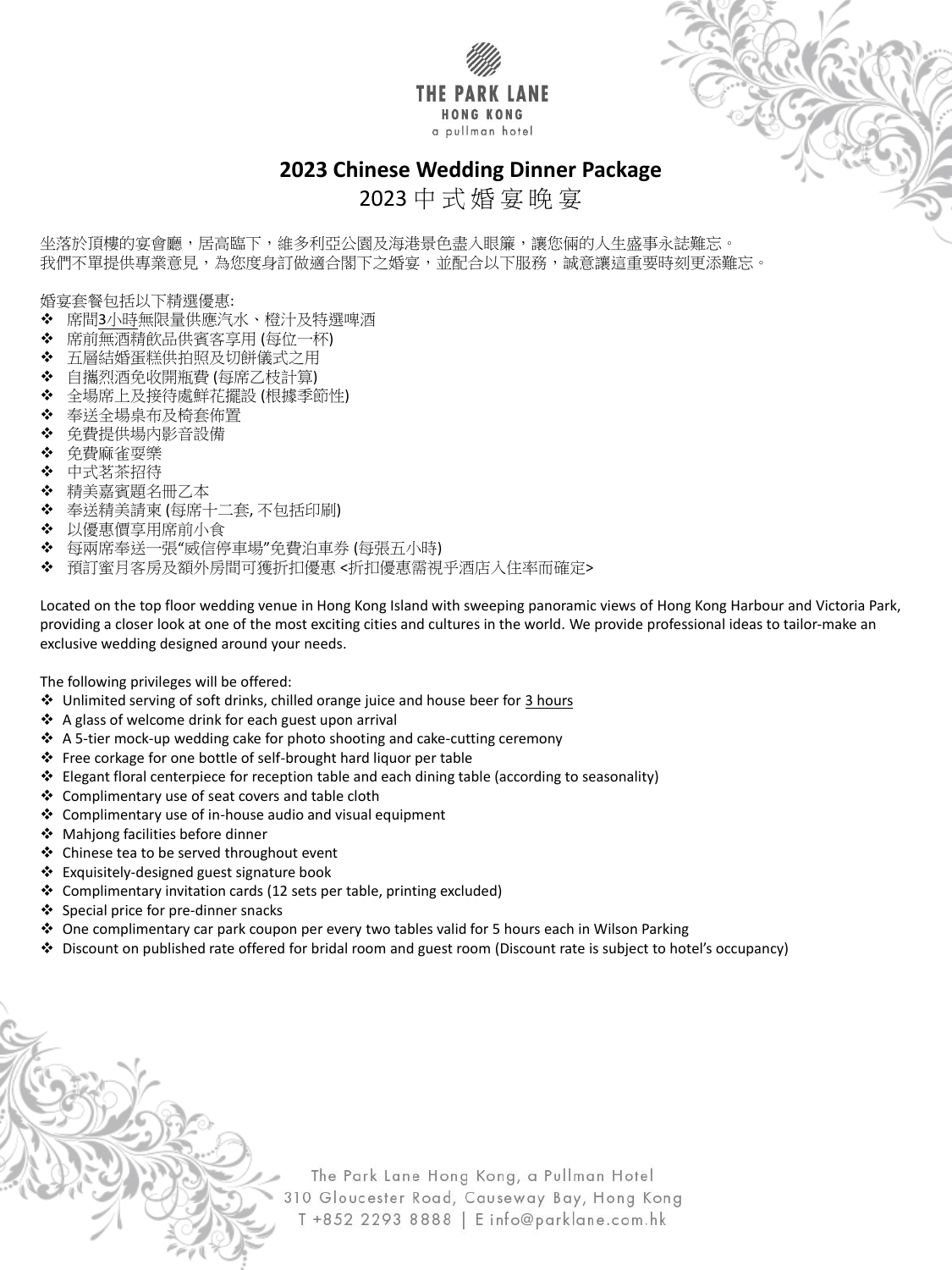THE PARK LANE
HONG KONG
a pullman hotel

# 2023 Chinese Wedding Dinner Package
## 2023 中式婚宴晚宴

坐落於頂樓的宴會廳，居高臨下，維多利亞公園及海港景色盡入眼簾，讓您倆的人生盛事永誌難忘。
我們不單提供專業意見，為您度身訂做適合閣下之婚宴，並配合以下服務，誠意讓這重要時刻更添難忘。

婚宴套餐包括以下精選優惠:

- 席間<u>3小時</u>無限量供應汽水、橙汁及特選啤酒
- 席前無酒精飲品供賓客享用 (每位一杯)
- 五層結婚蛋糕供拍照及切餅儀式之用
- 自攜烈酒免收開瓶費 (每席乙枝計算)
- 全場席上及接待處鮮花擺設 (根據季節性)
- 奉送全場桌布及椅套佈置
- 免費提供場內影音設備
- 免費麻雀耍樂
- 中式茗茶招待
- 精美嘉賓題名冊乙本
- 奉送精美請柬 (每席十二套, 不包括印刷)
- 以優惠價享用席前小食
- 每兩席奉送一張"威信停車場"免費泊車券 (每張五小時)
- 預訂蜜月客房及額外房間可獲折扣優惠 <折扣優惠需視乎酒店入住率而確定>

Located on the top floor wedding venue in Hong Kong Island with sweeping panoramic views of Hong Kong Harbour and Victoria Park, providing a closer look at one of the most exciting cities and cultures in the world. We provide professional ideas to tailor-make an exclusive wedding designed around your needs.

The following privileges will be offered:

- Unlimited serving of soft drinks, chilled orange juice and house beer for <u>3 hours</u>
- A glass of welcome drink for each guest upon arrival
- A 5-tier mock-up wedding cake for photo shooting and cake-cutting ceremony
- Free corkage for one bottle of self-brought hard liquor per table
- Elegant floral centerpiece for reception table and each dining table (according to seasonality)
- Complimentary use of seat covers and table cloth
- Complimentary use of in-house audio and visual equipment
- Mahjong facilities before dinner
- Chinese tea to be served throughout event
- Exquisitely-designed guest signature book
- Complimentary invitation cards (12 sets per table, printing excluded)
- Special price for pre-dinner snacks
- One complimentary car park coupon per every two tables valid for 5 hours each in Wilson Parking
- Discount on published rate offered for bridal room and guest room (Discount rate is subject to hotel's occupancy)

The Park Lane Hong Kong, a Pullman Hotel
310 Gloucester Road, Causeway Bay, Hong Kong
T +852 2293 8888 | E info@parklane.com.hk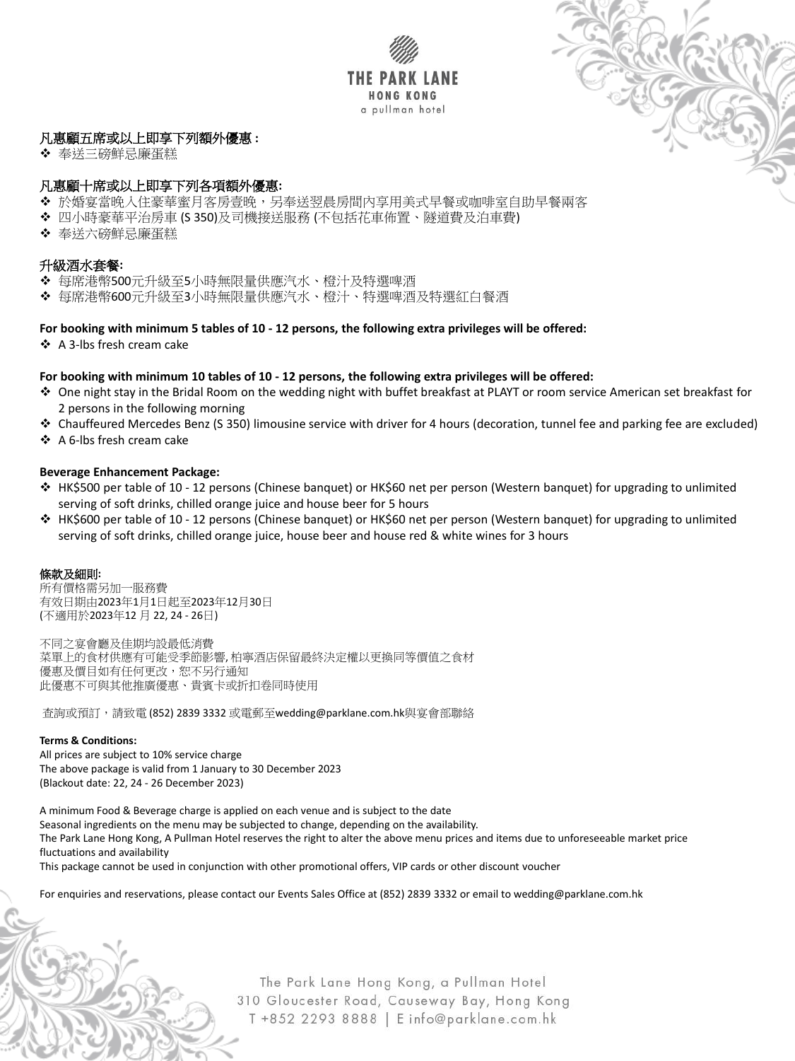**凡惠顧五席或以上即享下列額外優惠 :**

- 奉送三磅鮮忌廉蛋糕

**凡惠顧十席或以上即享下列各項額外優惠:**

- 於婚宴當晚入住豪華蜜月客房壹晚，另奉送翌晨房間內享用美式早餐或咖啡室自助早餐兩客
- 四小時豪華平治房車 (S 350)及司機接送服務 (不包括花車佈置、隧道費及泊車費)
- 奉送六磅鮮忌廉蛋糕

**升級酒水套餐:**

- 每席港幣500元升級至5小時無限量供應汽水、橙汁及特選啤酒
- 每席港幣600元升級至3小時無限量供應汽水、橙汁、特選啤酒及特選紅白餐酒

**For booking with minimum 5 tables of 10 - 12 persons, the following extra privileges will be offered:**

- A 3-lbs fresh cream cake

**For booking with minimum 10 tables of 10 - 12 persons, the following extra privileges will be offered:**

- One night stay in the Bridal Room on the wedding night with buffet breakfast at PLAYT or room service American set breakfast for 2 persons in the following morning
- Chauffeured Mercedes Benz (S 350) limousine service with driver for 4 hours (decoration, tunnel fee and parking fee are excluded)
- A 6-lbs fresh cream cake

**Beverage Enhancement Package:**

- HK$500 per table of 10 - 12 persons (Chinese banquet) or HK$60 net per person (Western banquet) for upgrading to unlimited serving of soft drinks, chilled orange juice and house beer for 5 hours
- HK$600 per table of 10 - 12 persons (Chinese banquet) or HK$60 net per person (Western banquet) for upgrading to unlimited serving of soft drinks, chilled orange juice, house beer and house red & white wines for 3 hours

**條款及細則:**

所有價格需另加一服務費
有效日期由2023年1月1日起至2023年12月30日
(不適用於2023年12 月 22, 24 - 26日)

不同之宴會廳及佳期均設最低消費
菜單上的食材供應有可能受季節影響, 柏寧酒店保留最終決定權以更換同等價值之食材
優惠及價目如有任何更改，恕不另行通知
此優惠不可與其他推廣優惠、貴賓卡或折扣卷同時使用

查詢或預訂，請致電 (852) 2839 3332 或電郵至wedding@parklane.com.hk與宴會部聯絡

**Terms & Conditions:**

All prices are subject to 10% service charge
The above package is valid from 1 January to 30 December 2023
(Blackout date: 22, 24 - 26 December 2023)

A minimum Food & Beverage charge is applied on each venue and is subject to the date
Seasonal ingredients on the menu may be subjected to change, depending on the availability.
The Park Lane Hong Kong, A Pullman Hotel reserves the right to alter the above menu prices and items due to unforeseeable market price fluctuations and availability
This package cannot be used in conjunction with other promotional offers, VIP cards or other discount voucher

For enquiries and reservations, please contact our Events Sales Office at (852) 2839 3332 or email to wedding@parklane.com.hk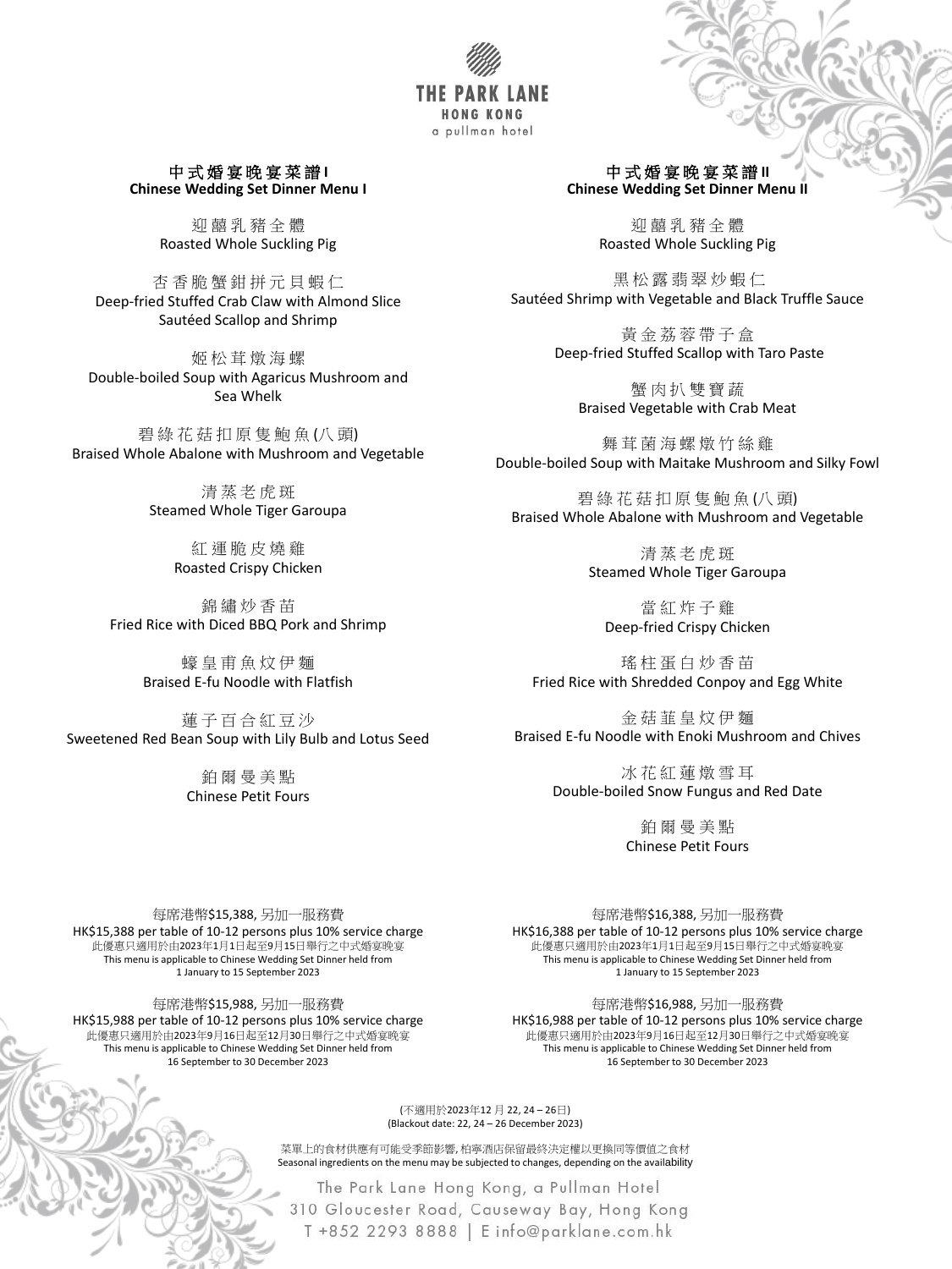THE PARK LANE
HONG KONG
a pullman hotel

## 中式婚宴晚宴菜譜I
## Chinese Wedding Set Dinner Menu I

迎囍乳豬全體
Roasted Whole Suckling Pig

杏香脆蟹鉗拼元貝蝦仁
Deep-fried Stuffed Crab Claw with Almond Slice
Sautéed Scallop and Shrimp

姬松茸燉海螺
Double-boiled Soup with Agaricus Mushroom and Sea Whelk

碧綠花菇扣原隻鮑魚(八頭)
Braised Whole Abalone with Mushroom and Vegetable

清蒸老虎斑
Steamed Whole Tiger Garoupa

紅運脆皮燒雞
Roasted Crispy Chicken

錦繡炒香苗
Fried Rice with Diced BBQ Pork and Shrimp

蠔皇甫魚炆伊麵
Braised E-fu Noodle with Flatfish

蓮子百合紅豆沙
Sweetened Red Bean Soup with Lily Bulb and Lotus Seed

鉑爾曼美點
Chinese Petit Fours

每席港幣$15,388, 另加一服務費
HK$15,388 per table of 10-12 persons plus 10% service charge
此優惠只適用於由2023年1月1日起至9月15日舉行之中式婚宴晚宴
This menu is applicable to Chinese Wedding Set Dinner held from 1 January to 15 September 2023

每席港幣$15,988, 另加一服務費
HK$15,988 per table of 10-12 persons plus 10% service charge
此優惠只適用於由2023年9月16日起至12月30日舉行之中式婚宴晚宴
This menu is applicable to Chinese Wedding Set Dinner held from 16 September to 30 December 2023

## 中式婚宴晚宴菜譜II
## Chinese Wedding Set Dinner Menu II

迎囍乳豬全體
Roasted Whole Suckling Pig

黑松露翡翠炒蝦仁
Sautéed Shrimp with Vegetable and Black Truffle Sauce

黃金荔蓉帶子盒
Deep-fried Stuffed Scallop with Taro Paste

蟹肉扒雙寶蔬
Braised Vegetable with Crab Meat

舞茸菌海螺燉竹絲雞
Double-boiled Soup with Maitake Mushroom and Silky Fowl

碧綠花菇扣原隻鮑魚(八頭)
Braised Whole Abalone with Mushroom and Vegetable

清蒸老虎斑
Steamed Whole Tiger Garoupa

當紅炸子雞
Deep-fried Crispy Chicken

瑤柱蛋白炒香苗
Fried Rice with Shredded Conpoy and Egg White

金菇韮皇炆伊麵
Braised E-fu Noodle with Enoki Mushroom and Chives

冰花紅蓮燉雪耳
Double-boiled Snow Fungus and Red Date

鉑爾曼美點
Chinese Petit Fours

每席港幣$16,388, 另加一服務費
HK$16,388 per table of 10-12 persons plus 10% service charge
此優惠只適用於由2023年1月1日起至9月15日舉行之中式婚宴晚宴
This menu is applicable to Chinese Wedding Set Dinner held from 1 January to 15 September 2023

每席港幣$16,988, 另加一服務費
HK$16,988 per table of 10-12 persons plus 10% service charge
此優惠只適用於由2023年9月16日起至12月30日舉行之中式婚宴晚宴
This menu is applicable to Chinese Wedding Set Dinner held from 16 September to 30 December 2023

(不適用於2023年12 月 22, 24 – 26日)
(Blackout date: 22, 24 – 26 December 2023)

菜單上的食材供應有可能受季節影響, 柏寧酒店保留最終決定權以更換同等價值之食材
Seasonal ingredients on the menu may be subjected to changes, depending on the availability

The Park Lane Hong Kong, a Pullman Hotel
310 Gloucester Road, Causeway Bay, Hong Kong
T +852 2293 8888 | E info@parklane.com.hk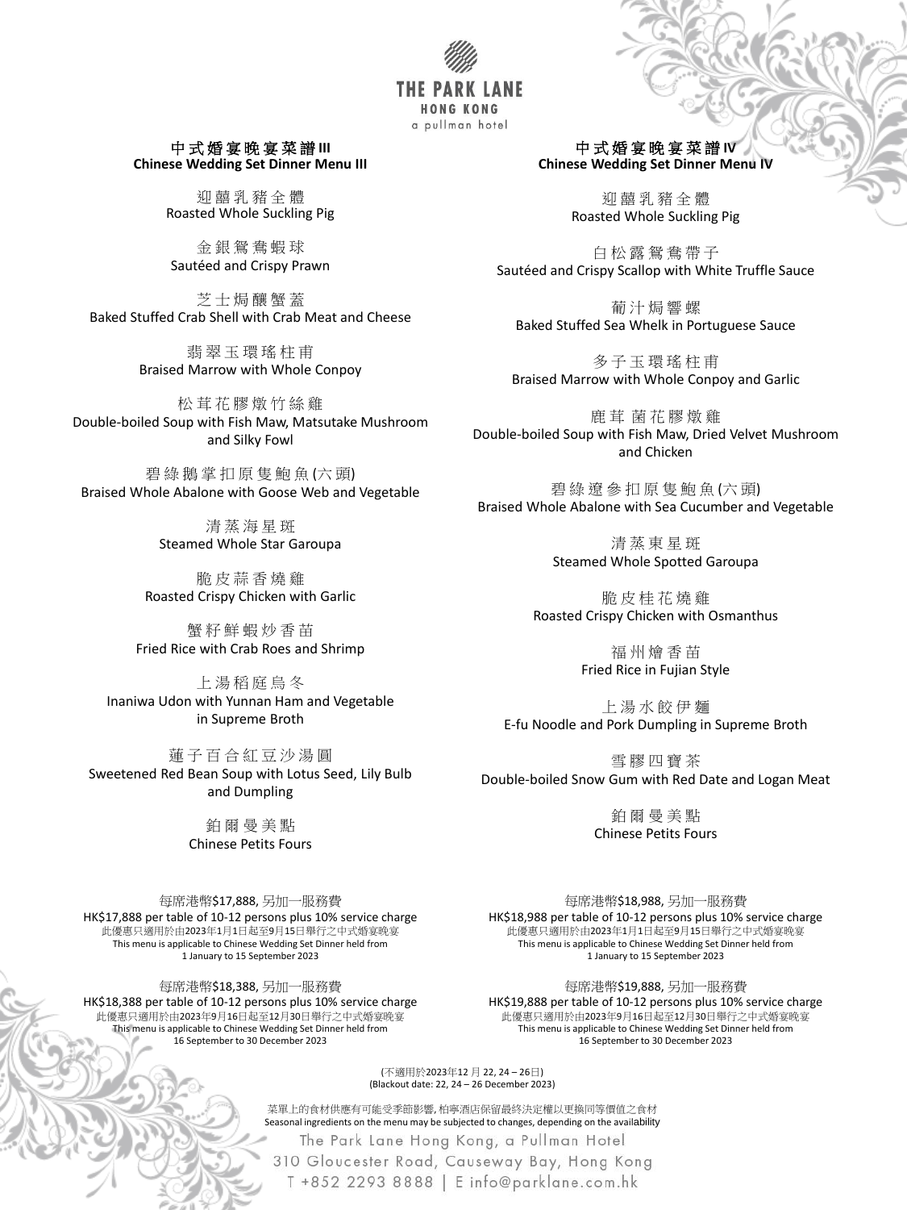THE PARK LANE
HONG KONG
a pullman hotel

## 中式婚宴晚宴菜譜III
## Chinese Wedding Set Dinner Menu III

迎囍乳豬全體
Roasted Whole Suckling Pig

金銀鴛鴦蝦球
Sautéed and Crispy Prawn

芝士焗釀蟹蓋
Baked Stuffed Crab Shell with Crab Meat and Cheese

翡翠玉環瑤柱甫
Braised Marrow with Whole Conpoy

松茸花膠燉竹絲雞
Double-boiled Soup with Fish Maw, Matsutake Mushroom and Silky Fowl

碧綠鵝掌扣原隻鮑魚(六頭)
Braised Whole Abalone with Goose Web and Vegetable

清蒸海星斑
Steamed Whole Star Garoupa

脆皮蒜香燒雞
Roasted Crispy Chicken with Garlic

蟹籽鮮蝦炒香苗
Fried Rice with Crab Roes and Shrimp

上湯稻庭烏冬
Inaniwa Udon with Yunnan Ham and Vegetable in Supreme Broth

蓮子百合紅豆沙湯圓
Sweetened Red Bean Soup with Lotus Seed, Lily Bulb and Dumpling

鉑爾曼美點
Chinese Petits Fours

每席港幣$17,888, 另加一服務費
HK$17,888 per table of 10-12 persons plus 10% service charge
此優惠只適用於由2023年1月1日起至9月15日舉行之中式婚宴晚宴
This menu is applicable to Chinese Wedding Set Dinner held from 1 January to 15 September 2023

每席港幣$18,388, 另加一服務費
HK$18,388 per table of 10-12 persons plus 10% service charge
此優惠只適用於由2023年9月16日起至12月30日舉行之中式婚宴晚宴
This menu is applicable to Chinese Wedding Set Dinner held from 16 September to 30 December 2023

## 中式婚宴晚宴菜譜IV
## Chinese Wedding Set Dinner Menu IV

迎囍乳豬全體
Roasted Whole Suckling Pig

白松露鴛鴦帶子
Sautéed and Crispy Scallop with White Truffle Sauce

葡汁焗響螺
Baked Stuffed Sea Whelk in Portuguese Sauce

多子玉環瑤柱甫
Braised Marrow with Whole Conpoy and Garlic

鹿茸菌花膠燉雞
Double-boiled Soup with Fish Maw, Dried Velvet Mushroom and Chicken

碧綠遼参扣原隻鮑魚(六頭)
Braised Whole Abalone with Sea Cucumber and Vegetable

清蒸東星斑
Steamed Whole Spotted Garoupa

脆皮桂花燒雞
Roasted Crispy Chicken with Osmanthus

福州燴香苗
Fried Rice in Fujian Style

上湯水餃伊麵
E-fu Noodle and Pork Dumpling in Supreme Broth

雪膠四寶茶
Double-boiled Snow Gum with Red Date and Logan Meat

鉑爾曼美點
Chinese Petits Fours

每席港幣$18,988, 另加一服務費
HK$18,988 per table of 10-12 persons plus 10% service charge
此優惠只適用於由2023年1月1日起至9月15日舉行之中式婚宴晚宴
This menu is applicable to Chinese Wedding Set Dinner held from 1 January to 15 September 2023

每席港幣$19,888, 另加一服務費
HK$19,888 per table of 10-12 persons plus 10% service charge
此優惠只適用於由2023年9月16日起至12月30日舉行之中式婚宴晚宴
This menu is applicable to Chinese Wedding Set Dinner held from 16 September to 30 December 2023

(不適用於2023年12月22, 24 – 26日)
(Blackout date: 22, 24 – 26 December 2023)

菜單上的食材供應有可能受季節影響, 柏寧酒店保留最終決定權以更換同等價值之食材
Seasonal ingredients on the menu may be subjected to changes, depending on the availability

The Park Lane Hong Kong, a Pullman Hotel
310 Gloucester Road, Causeway Bay, Hong Kong
T +852 2293 8888 | E info@parklane.com.hk